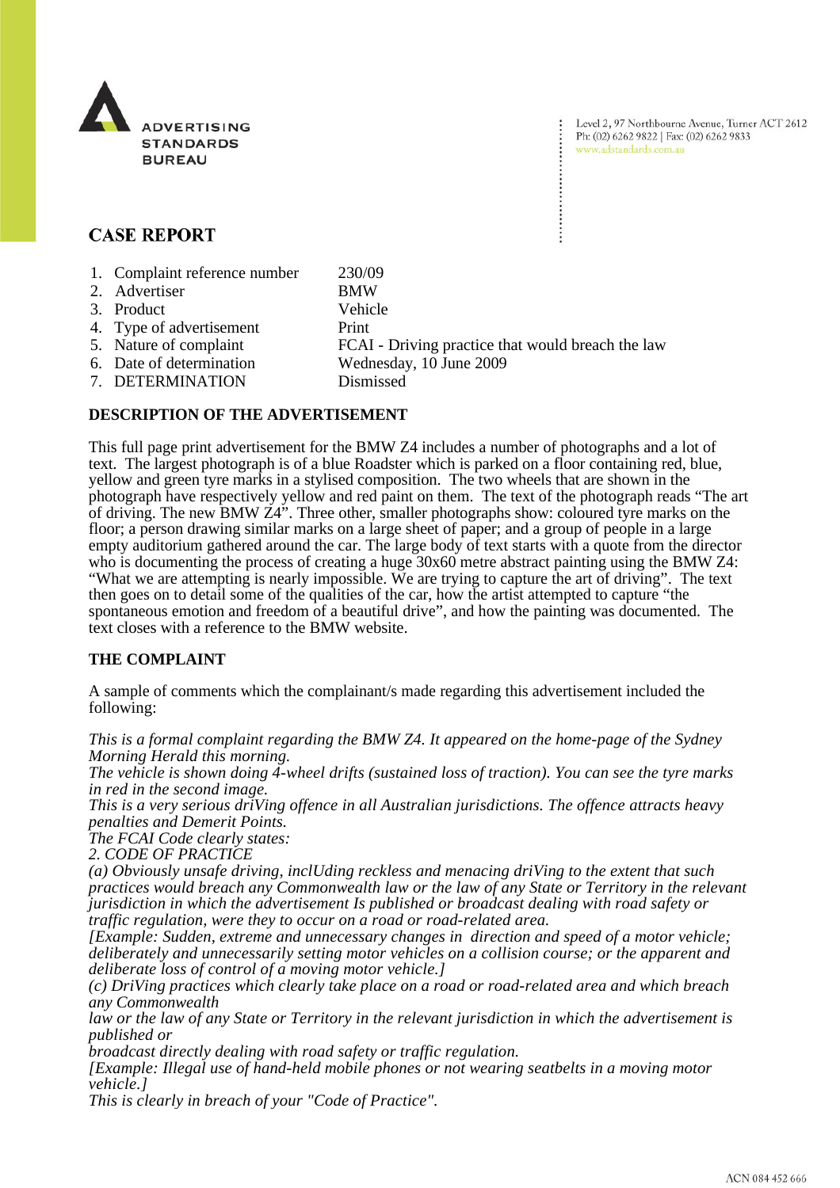ADVERTISING STANDARDS BUREAU

Level 2, 97 Northbourne Avenue, Turner ACT 2612
Ph: (02) 6262 9822 | Fax: (02) 6262 9833
www.adstandards.com.au

# CASE REPORT

| | | |
|---|---|---|
| 1. | Complaint reference number | 230/09 |
| 2. | Advertiser | BMW |
| 3. | Product | Vehicle |
| 4. | Type of advertisement | Print |
| 5. | Nature of complaint | FCAI - Driving practice that would breach the law |
| 6. | Date of determination | Wednesday, 10 June 2009 |
| 7. | DETERMINATION | Dismissed |

## DESCRIPTION OF THE ADVERTISEMENT

This full page print advertisement for the BMW Z4 includes a number of photographs and a lot of text. The largest photograph is of a blue Roadster which is parked on a floor containing red, blue, yellow and green tyre marks in a stylised composition. The two wheels that are shown in the photograph have respectively yellow and red paint on them. The text of the photograph reads "The art of driving. The new BMW Z4". Three other, smaller photographs show: coloured tyre marks on the floor; a person drawing similar marks on a large sheet of paper; and a group of people in a large empty auditorium gathered around the car. The large body of text starts with a quote from the director who is documenting the process of creating a huge 30x60 metre abstract painting using the BMW Z4: "What we are attempting is nearly impossible. We are trying to capture the art of driving". The text then goes on to detail some of the qualities of the car, how the artist attempted to capture "the spontaneous emotion and freedom of a beautiful drive", and how the painting was documented. The text closes with a reference to the BMW website.

## THE COMPLAINT

A sample of comments which the complainant/s made regarding this advertisement included the following:

*This is a formal complaint regarding the BMW Z4. It appeared on the home-page of the Sydney Morning Herald this morning.*
*The vehicle is shown doing 4-wheel drifts (sustained loss of traction). You can see the tyre marks in red in the second image.*
*This is a very serious driVing offence in all Australian jurisdictions. The offence attracts heavy penalties and Demerit Points.*
*The FCAI Code clearly states:*
*2. CODE OF PRACTICE*
*(a) Obviously unsafe driving, inclUding reckless and menacing driVing to the extent that such practices would breach any Commonwealth law or the law of any State or Territory in the relevant jurisdiction in which the advertisement Is published or broadcast dealing with road safety or traffic regulation, were they to occur on a road or road-related area.*
*[Example: Sudden, extreme and unnecessary changes in direction and speed of a motor vehicle; deliberately and unnecessarily setting motor vehicles on a collision course; or the apparent and deliberate loss of control of a moving motor vehicle.]*
*(c) DriVing practices which clearly take place on a road or road-related area and which breach any Commonwealth*
*law or the law of any State or Territory in the relevant jurisdiction in which the advertisement is published or*
*broadcast directly dealing with road safety or traffic regulation.*
*[Example: Illegal use of hand-held mobile phones or not wearing seatbelts in a moving motor vehicle.]*
*This is clearly in breach of your "Code of Practice".*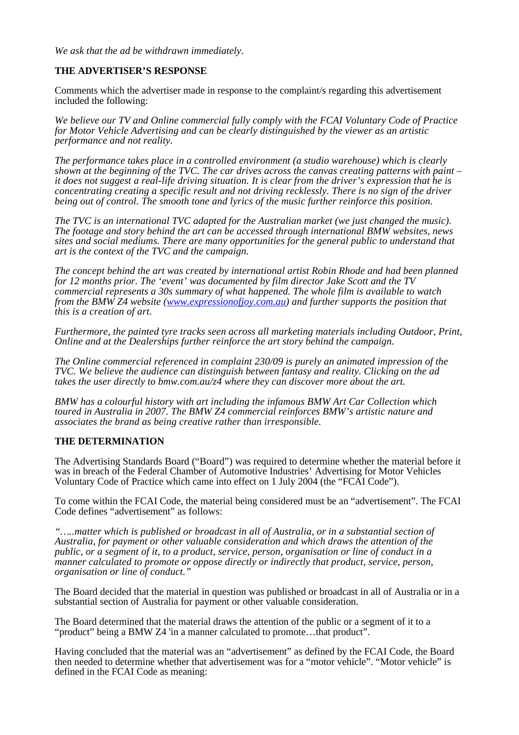*We ask that the ad be withdrawn immediately.*

**THE ADVERTISER'S RESPONSE**

Comments which the advertiser made in response to the complaint/s regarding this advertisement included the following:

*We believe our TV and Online commercial fully comply with the FCAI Voluntary Code of Practice for Motor Vehicle Advertising and can be clearly distinguished by the viewer as an artistic performance and not reality.*

*The performance takes place in a controlled environment (a studio warehouse) which is clearly shown at the beginning of the TVC. The car drives across the canvas creating patterns with paint – it does not suggest a real-life driving situation. It is clear from the driver's expression that he is concentrating creating a specific result and not driving recklessly. There is no sign of the driver being out of control. The smooth tone and lyrics of the music further reinforce this position.*

*The TVC is an international TVC adapted for the Australian market (we just changed the music). The footage and story behind the art can be accessed through international BMW websites, news sites and social mediums. There are many opportunities for the general public to understand that art is the context of the TVC and the campaign.*

*The concept behind the art was created by international artist Robin Rhode and had been planned for 12 months prior. The 'event' was documented by film director Jake Scott and the TV commercial represents a 30s summary of what happened. The whole film is available to watch from the BMW Z4 website ([www.expressionofjoy.com.au](www.expressionofjoy.com.au)) and further supports the position that this is a creation of art.*

*Furthermore, the painted tyre tracks seen across all marketing materials including Outdoor, Print, Online and at the Dealerships further reinforce the art story behind the campaign.*

*The Online commercial referenced in complaint 230/09 is purely an animated impression of the TVC. We believe the audience can distinguish between fantasy and reality. Clicking on the ad takes the user directly to bmw.com.au/z4 where they can discover more about the art.*

*BMW has a colourful history with art including the infamous BMW Art Car Collection which toured in Australia in 2007. The BMW Z4 commercial reinforces BMW's artistic nature and associates the brand as being creative rather than irresponsible.*

**THE DETERMINATION**

The Advertising Standards Board ("Board") was required to determine whether the material before it was in breach of the Federal Chamber of Automotive Industries' Advertising for Motor Vehicles Voluntary Code of Practice which came into effect on 1 July 2004 (the "FCAI Code").

To come within the FCAI Code, the material being considered must be an "advertisement". The FCAI Code defines "advertisement" as follows:

*"…..matter which is published or broadcast in all of Australia, or in a substantial section of Australia, for payment or other valuable consideration and which draws the attention of the public, or a segment of it, to a product, service, person, organisation or line of conduct in a manner calculated to promote or oppose directly or indirectly that product, service, person, organisation or line of conduct."*

The Board decided that the material in question was published or broadcast in all of Australia or in a substantial section of Australia for payment or other valuable consideration.

The Board determined that the material draws the attention of the public or a segment of it to a "product" being a BMW Z4 'in a manner calculated to promote…that product".

Having concluded that the material was an "advertisement" as defined by the FCAI Code, the Board then needed to determine whether that advertisement was for a "motor vehicle". "Motor vehicle" is defined in the FCAI Code as meaning: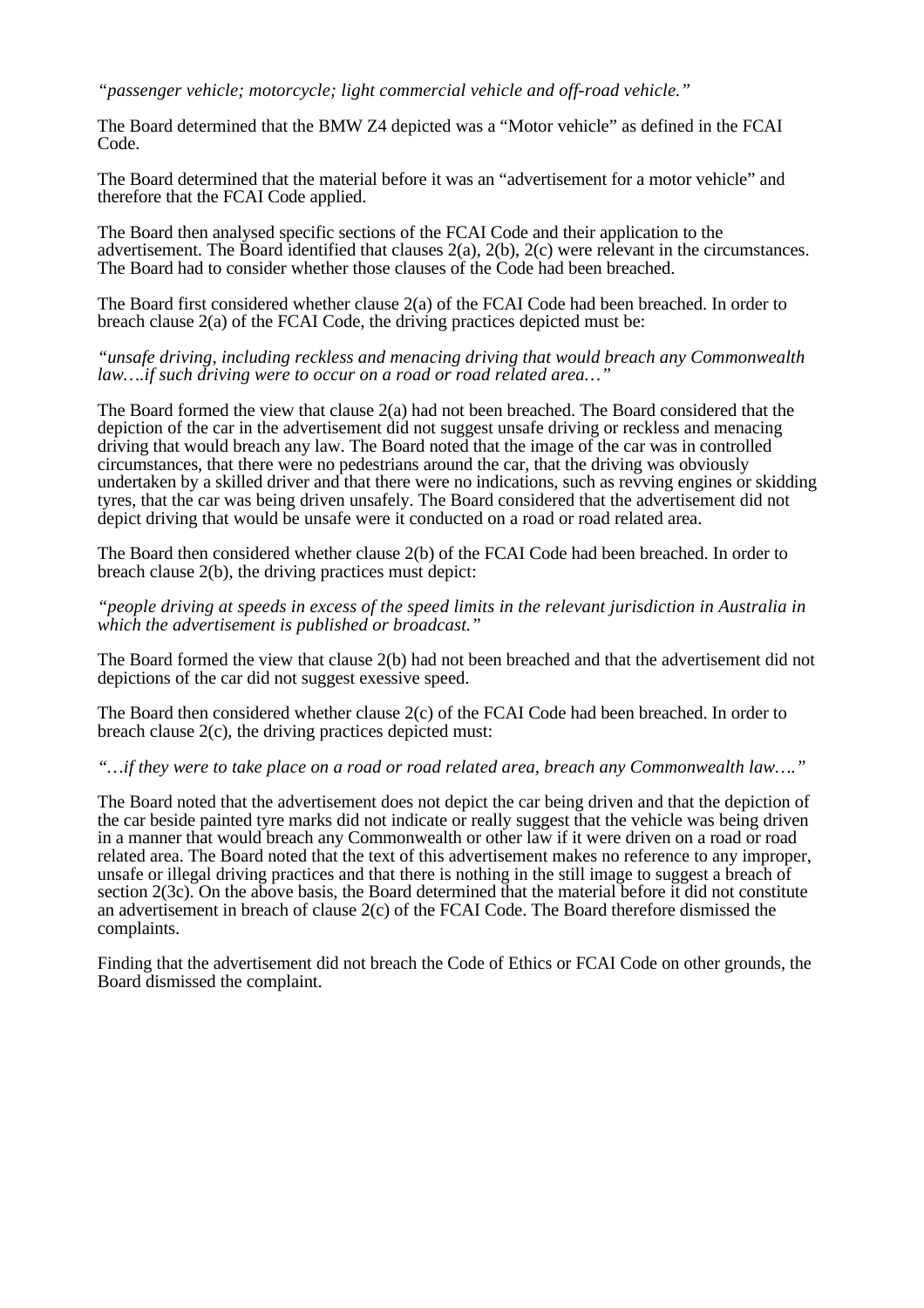*"passenger vehicle; motorcycle; light commercial vehicle and off-road vehicle."*

The Board determined that the BMW Z4 depicted was a "Motor vehicle" as defined in the FCAI Code.

The Board determined that the material before it was an "advertisement for a motor vehicle" and therefore that the FCAI Code applied.

The Board then analysed specific sections of the FCAI Code and their application to the advertisement. The Board identified that clauses 2(a), 2(b), 2(c) were relevant in the circumstances. The Board had to consider whether those clauses of the Code had been breached.

The Board first considered whether clause 2(a) of the FCAI Code had been breached. In order to breach clause 2(a) of the FCAI Code, the driving practices depicted must be:

*"unsafe driving, including reckless and menacing driving that would breach any Commonwealth law….if such driving were to occur on a road or road related area…"*

The Board formed the view that clause 2(a) had not been breached. The Board considered that the depiction of the car in the advertisement did not suggest unsafe driving or reckless and menacing driving that would breach any law. The Board noted that the image of the car was in controlled circumstances, that there were no pedestrians around the car, that the driving was obviously undertaken by a skilled driver and that there were no indications, such as revving engines or skidding tyres, that the car was being driven unsafely. The Board considered that the advertisement did not depict driving that would be unsafe were it conducted on a road or road related area.

The Board then considered whether clause 2(b) of the FCAI Code had been breached. In order to breach clause 2(b), the driving practices must depict:

*"people driving at speeds in excess of the speed limits in the relevant jurisdiction in Australia in which the advertisement is published or broadcast."*

The Board formed the view that clause 2(b) had not been breached and that the advertisement did not depictions of the car did not suggest exessive speed.

The Board then considered whether clause 2(c) of the FCAI Code had been breached. In order to breach clause 2(c), the driving practices depicted must:

*"…if they were to take place on a road or road related area, breach any Commonwealth law…."*

The Board noted that the advertisement does not depict the car being driven and that the depiction of the car beside painted tyre marks did not indicate or really suggest that the vehicle was being driven in a manner that would breach any Commonwealth or other law if it were driven on a road or road related area. The Board noted that the text of this advertisement makes no reference to any improper, unsafe or illegal driving practices and that there is nothing in the still image to suggest a breach of section 2(3c). On the above basis, the Board determined that the material before it did not constitute an advertisement in breach of clause 2(c) of the FCAI Code. The Board therefore dismissed the complaints.

Finding that the advertisement did not breach the Code of Ethics or FCAI Code on other grounds, the Board dismissed the complaint.